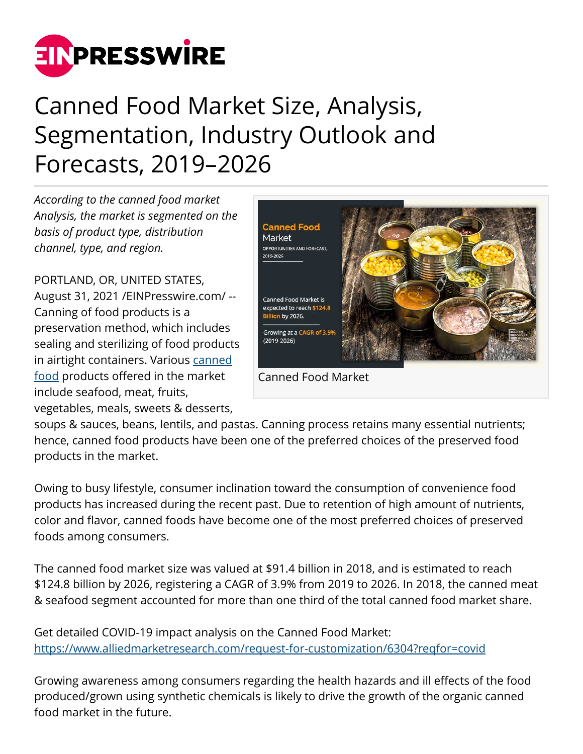# Canned Food Market Size, Analysis, Segmentation, Industry Outlook and Forecasts, 2019–2026

*According to the canned food market Analysis, the market is segmented on the basis of product type, distribution channel, type, and region.*

Canned Food Market

PORTLAND, OR, UNITED STATES, August 31, 2021 /EINPresswire.com/ -- Canning of food products is a preservation method, which includes sealing and sterilizing of food products in airtight containers. Various [canned food](canned food) products offered in the market include seafood, meat, fruits, vegetables, meals, sweets & desserts, soups & sauces, beans, lentils, and pastas. Canning process retains many essential nutrients; hence, canned food products have been one of the preferred choices of the preserved food products in the market.

Owing to busy lifestyle, consumer inclination toward the consumption of convenience food products has increased during the recent past. Due to retention of high amount of nutrients, color and flavor, canned foods have become one of the most preferred choices of preserved foods among consumers.

The canned food market size was valued at $91.4 billion in 2018, and is estimated to reach $124.8 billion by 2026, registering a CAGR of 3.9% from 2019 to 2026. In 2018, the canned meat & seafood segment accounted for more than one third of the total canned food market share.

Get detailed COVID-19 impact analysis on the Canned Food Market:
https://www.alliedmarketresearch.com/request-for-customization/6304?reqfor=covid

Growing awareness among consumers regarding the health hazards and ill effects of the food produced/grown using synthetic chemicals is likely to drive the growth of the organic canned food market in the future.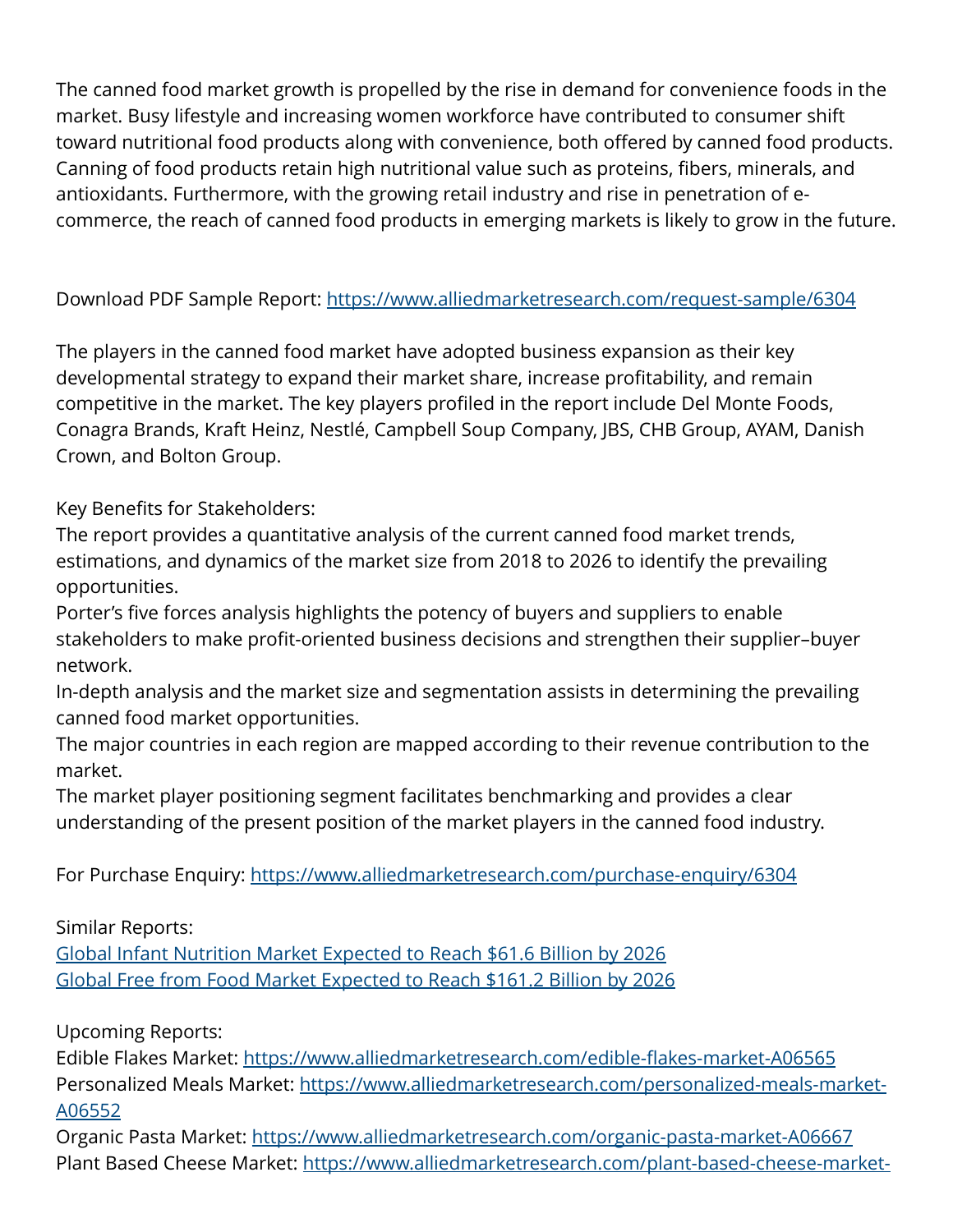The canned food market growth is propelled by the rise in demand for convenience foods in the market. Busy lifestyle and increasing women workforce have contributed to consumer shift toward nutritional food products along with convenience, both offered by canned food products. Canning of food products retain high nutritional value such as proteins, fibers, minerals, and antioxidants. Furthermore, with the growing retail industry and rise in penetration of e-commerce, the reach of canned food products in emerging markets is likely to grow in the future.

Download PDF Sample Report: [https://www.alliedmarketresearch.com/request-sample/6304](https://www.alliedmarketresearch.com/request-sample/6304)

The players in the canned food market have adopted business expansion as their key developmental strategy to expand their market share, increase profitability, and remain competitive in the market. The key players profiled in the report include Del Monte Foods, Conagra Brands, Kraft Heinz, Nestlé, Campbell Soup Company, JBS, CHB Group, AYAM, Danish Crown, and Bolton Group.

Key Benefits for Stakeholders:
The report provides a quantitative analysis of the current canned food market trends, estimations, and dynamics of the market size from 2018 to 2026 to identify the prevailing opportunities.
Porter’s five forces analysis highlights the potency of buyers and suppliers to enable stakeholders to make profit-oriented business decisions and strengthen their supplier–buyer network.
In-depth analysis and the market size and segmentation assists in determining the prevailing canned food market opportunities.
The major countries in each region are mapped according to their revenue contribution to the market.
The market player positioning segment facilitates benchmarking and provides a clear understanding of the present position of the market players in the canned food industry.

For Purchase Enquiry: [https://www.alliedmarketresearch.com/purchase-enquiry/6304](https://www.alliedmarketresearch.com/purchase-enquiry/6304)

Similar Reports:
Global Infant Nutrition Market Expected to Reach $61.6 Billion by 2026
Global Free from Food Market Expected to Reach $161.2 Billion by 2026

Upcoming Reports:
Edible Flakes Market: [https://www.alliedmarketresearch.com/edible-flakes-market-A06565](https://www.alliedmarketresearch.com/edible-flakes-market-A06565)
Personalized Meals Market: [https://www.alliedmarketresearch.com/personalized-meals-market-A06552](https://www.alliedmarketresearch.com/personalized-meals-market-A06552)
Organic Pasta Market: [https://www.alliedmarketresearch.com/organic-pasta-market-A06667](https://www.alliedmarketresearch.com/organic-pasta-market-A06667)
Plant Based Cheese Market: https://www.alliedmarketresearch.com/plant-based-cheese-market-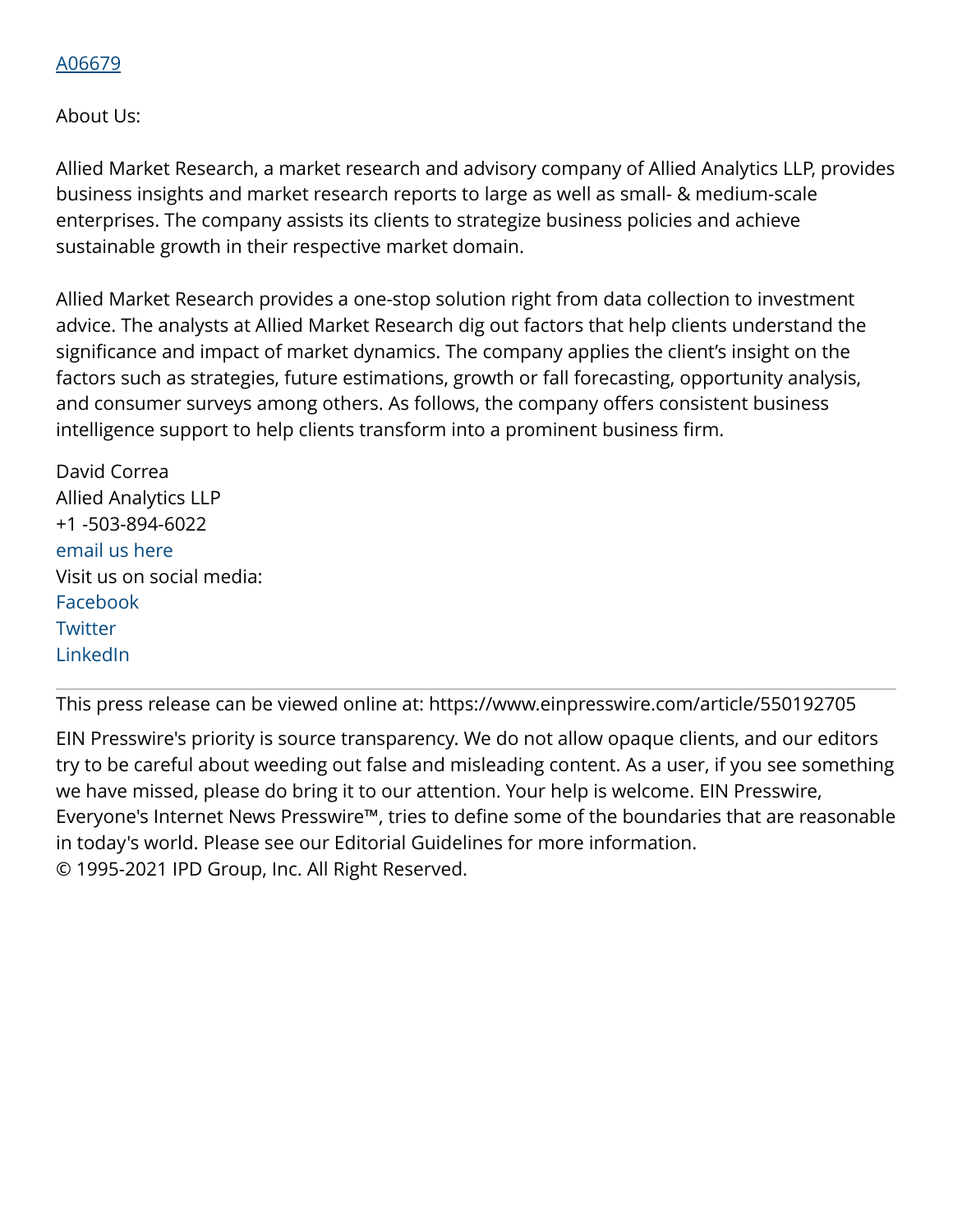A06679

About Us:

Allied Market Research, a market research and advisory company of Allied Analytics LLP, provides business insights and market research reports to large as well as small- & medium-scale enterprises. The company assists its clients to strategize business policies and achieve sustainable growth in their respective market domain.

Allied Market Research provides a one-stop solution right from data collection to investment advice. The analysts at Allied Market Research dig out factors that help clients understand the significance and impact of market dynamics. The company applies the client's insight on the factors such as strategies, future estimations, growth or fall forecasting, opportunity analysis, and consumer surveys among others. As follows, the company offers consistent business intelligence support to help clients transform into a prominent business firm.

David Correa  
Allied Analytics LLP  
+1 -503-894-6022  
email us here  
Visit us on social media:  
Facebook  
Twitter  
LinkedIn

---

This press release can be viewed online at: https://www.einpresswire.com/article/550192705

EIN Presswire's priority is source transparency. We do not allow opaque clients, and our editors try to be careful about weeding out false and misleading content. As a user, if you see something we have missed, please do bring it to our attention. Your help is welcome. EIN Presswire, Everyone's Internet News Presswire™, tries to define some of the boundaries that are reasonable in today's world. Please see our Editorial Guidelines for more information.  
© 1995-2021 IPD Group, Inc. All Right Reserved.